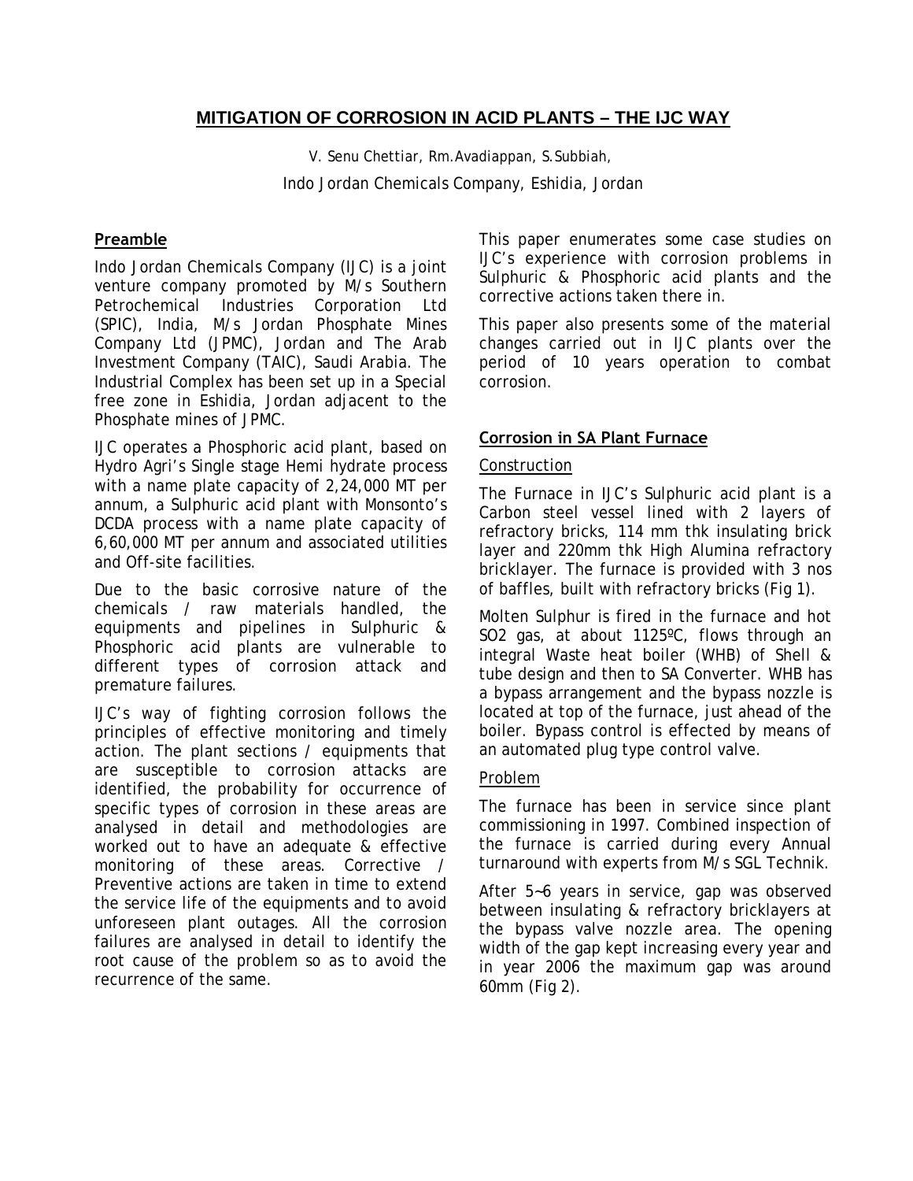# MITIGATION OF CORROSION IN ACID PLANTS – THE IJC WAY

V. Senu Chettiar, Rm.Avadiappan, S.Subbiah,

Indo Jordan Chemicals Company, Eshidia, Jordan

## Preamble

Indo Jordan Chemicals Company (IJC) is a joint venture company promoted by M/s Southern Petrochemical Industries Corporation Ltd (SPIC), India, M/s Jordan Phosphate Mines Company Ltd (JPMC), Jordan and The Arab Investment Company (TAIC), Saudi Arabia. The Industrial Complex has been set up in a Special free zone in Eshidia, Jordan adjacent to the Phosphate mines of JPMC.

IJC operates a Phosphoric acid plant, based on Hydro Agri's Single stage Hemi hydrate process with a name plate capacity of 2,24,000 MT per annum, a Sulphuric acid plant with Monsonto's DCDA process with a name plate capacity of 6,60,000 MT per annum and associated utilities and Off-site facilities.

Due to the basic corrosive nature of the chemicals / raw materials handled, the equipments and pipelines in Sulphuric & Phosphoric acid plants are vulnerable to different types of corrosion attack and premature failures.

IJC's way of fighting corrosion follows the principles of effective monitoring and timely action. The plant sections / equipments that are susceptible to corrosion attacks are identified, the probability for occurrence of specific types of corrosion in these areas are analysed in detail and methodologies are worked out to have an adequate & effective monitoring of these areas. Corrective / Preventive actions are taken in time to extend the service life of the equipments and to avoid unforeseen plant outages. All the corrosion failures are analysed in detail to identify the root cause of the problem so as to avoid the recurrence of the same.

This paper enumerates some case studies on IJC's experience with corrosion problems in Sulphuric & Phosphoric acid plants and the corrective actions taken there in.

This paper also presents some of the material changes carried out in IJC plants over the period of 10 years operation to combat corrosion.

## Corrosion in SA Plant Furnace

### Construction

The Furnace in IJC's Sulphuric acid plant is a Carbon steel vessel lined with 2 layers of refractory bricks, 114 mm thk insulating brick layer and 220mm thk High Alumina refractory bricklayer. The furnace is provided with 3 nos of baffles, built with refractory bricks (Fig 1).

Molten Sulphur is fired in the furnace and hot $SO_2$ gas, at about 1125ºC, flows through an integral Waste heat boiler (WHB) of Shell & tube design and then to SA Converter. WHB has a bypass arrangement and the bypass nozzle is located at top of the furnace, just ahead of the boiler. Bypass control is effected by means of an automated plug type control valve.

### Problem

The furnace has been in service since plant commissioning in 1997. Combined inspection of the furnace is carried during every Annual turnaround with experts from M/s SGL Technik.

After 5~6 years in service, gap was observed between insulating & refractory bricklayers at the bypass valve nozzle area. The opening width of the gap kept increasing every year and in year 2006 the maximum gap was around 60mm (Fig 2).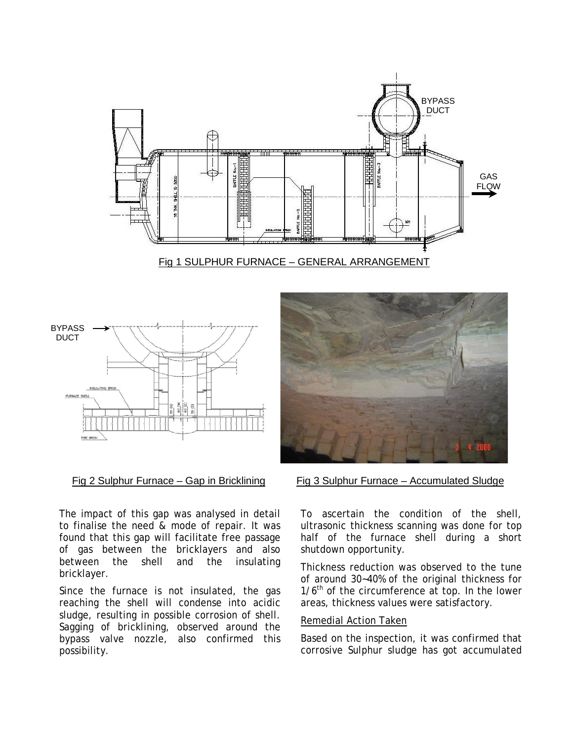Fig 1 SULPHUR FURNACE – GENERAL ARRANGEMENT

Fig 2 Sulphur Furnace – Gap in Bricklining

Fig 3 Sulphur Furnace – Accumulated Sludge

The impact of this gap was analysed in detail to finalise the need & mode of repair. It was found that this gap will facilitate free passage of gas between the bricklayers and also between the shell and the insulating bricklayer.

Since the furnace is not insulated, the gas reaching the shell will condense into acidic sludge, resulting in possible corrosion of shell. Sagging of bricklining, observed around the bypass valve nozzle, also confirmed this possibility.

To ascertain the condition of the shell, ultrasonic thickness scanning was done for top half of the furnace shell during a short shutdown opportunity.

Thickness reduction was observed to the tune of around 30~40% of the original thickness for $1/6^{th}$ of the circumference at top. In the lower areas, thickness values were satisfactory.

Remedial Action Taken

Based on the inspection, it was confirmed that corrosive Sulphur sludge has got accumulated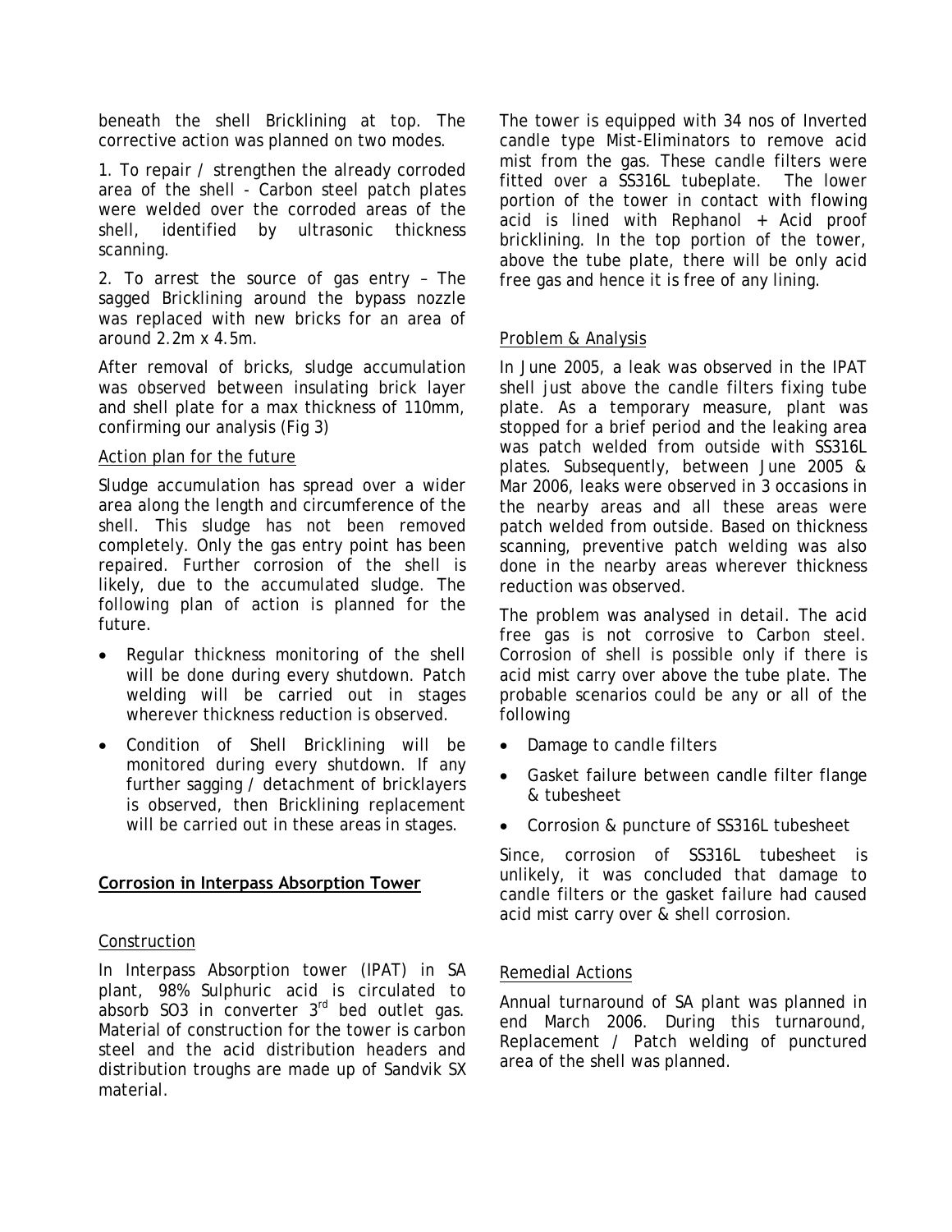beneath the shell Bricklining at top. The corrective action was planned on two modes.

1. To repair / strengthen the already corroded area of the shell - Carbon steel patch plates were welded over the corroded areas of the shell, identified by ultrasonic thickness scanning.

2. To arrest the source of gas entry – The sagged Bricklining around the bypass nozzle was replaced with new bricks for an area of around 2.2m x 4.5m.

After removal of bricks, sludge accumulation was observed between insulating brick layer and shell plate for a max thickness of 110mm, confirming our analysis (Fig 3)

### Action plan for the future

Sludge accumulation has spread over a wider area along the length and circumference of the shell. This sludge has not been removed completely. Only the gas entry point has been repaired. Further corrosion of the shell is likely, due to the accumulated sludge. The following plan of action is planned for the future.

- Regular thickness monitoring of the shell will be done during every shutdown. Patch welding will be carried out in stages wherever thickness reduction is observed.
- Condition of Shell Bricklining will be monitored during every shutdown. If any further sagging / detachment of bricklayers is observed, then Bricklining replacement will be carried out in these areas in stages.

## Corrosion in Interpass Absorption Tower

### Construction

In Interpass Absorption tower (IPAT) in SA plant, 98% Sulphuric acid is circulated to absorb $SO_3$ in converter 3rd bed outlet gas. Material of construction for the tower is carbon steel and the acid distribution headers and distribution troughs are made up of Sandvik SX material.

The tower is equipped with 34 nos of Inverted candle type Mist-Eliminators to remove acid mist from the gas. These candle filters were fitted over a SS316L tubeplate. The lower portion of the tower in contact with flowing acid is lined with Rephanol + Acid proof bricklining. In the top portion of the tower, above the tube plate, there will be only acid free gas and hence it is free of any lining.

### Problem & Analysis

In June 2005, a leak was observed in the IPAT shell just above the candle filters fixing tube plate. As a temporary measure, plant was stopped for a brief period and the leaking area was patch welded from outside with SS316L plates. Subsequently, between June 2005 & Mar 2006, leaks were observed in 3 occasions in the nearby areas and all these areas were patch welded from outside. Based on thickness scanning, preventive patch welding was also done in the nearby areas wherever thickness reduction was observed.

The problem was analysed in detail. The acid free gas is not corrosive to Carbon steel. Corrosion of shell is possible only if there is acid mist carry over above the tube plate. The probable scenarios could be any or all of the following

- Damage to candle filters
- Gasket failure between candle filter flange & tubesheet
- Corrosion & puncture of SS316L tubesheet

Since, corrosion of SS316L tubesheet is unlikely, it was concluded that damage to candle filters or the gasket failure had caused acid mist carry over & shell corrosion.

### Remedial Actions

Annual turnaround of SA plant was planned in end March 2006. During this turnaround, Replacement / Patch welding of punctured area of the shell was planned.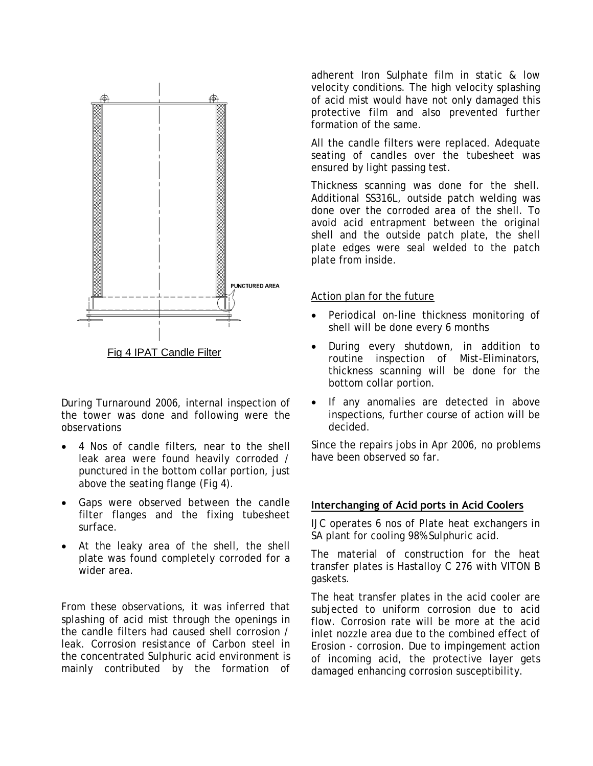PUNCTURED AREA

Fig 4 IPAT Candle Filter

During Turnaround 2006, internal inspection of the tower was done and following were the observations

- 4 Nos of candle filters, near to the shell leak area were found heavily corroded / punctured in the bottom collar portion, just above the seating flange (Fig 4).
- Gaps were observed between the candle filter flanges and the fixing tubesheet surface.
- At the leaky area of the shell, the shell plate was found completely corroded for a wider area.

From these observations, it was inferred that splashing of acid mist through the openings in the candle filters had caused shell corrosion / leak. Corrosion resistance of Carbon steel in the concentrated Sulphuric acid environment is mainly contributed by the formation of adherent Iron Sulphate film in static & low velocity conditions. The high velocity splashing of acid mist would have not only damaged this protective film and also prevented further formation of the same.

All the candle filters were replaced. Adequate seating of candles over the tubesheet was ensured by light passing test.

Thickness scanning was done for the shell. Additional SS316L, outside patch welding was done over the corroded area of the shell. To avoid acid entrapment between the original shell and the outside patch plate, the shell plate edges were seal welded to the patch plate from inside.

Action plan for the future

- Periodical on-line thickness monitoring of shell will be done every 6 months
- During every shutdown, in addition to routine inspection of Mist-Eliminators, thickness scanning will be done for the bottom collar portion.
- If any anomalies are detected in above inspections, further course of action will be decided.

Since the repairs jobs in Apr 2006, no problems have been observed so far.

## Interchanging of Acid ports in Acid Coolers

IJC operates 6 nos of Plate heat exchangers in SA plant for cooling 98% Sulphuric acid.

The material of construction for the heat transfer plates is Hastalloy C 276 with VITON B gaskets.

The heat transfer plates in the acid cooler are subjected to uniform corrosion due to acid flow. Corrosion rate will be more at the acid inlet nozzle area due to the combined effect of Erosion - corrosion. Due to impingement action of incoming acid, the protective layer gets damaged enhancing corrosion susceptibility.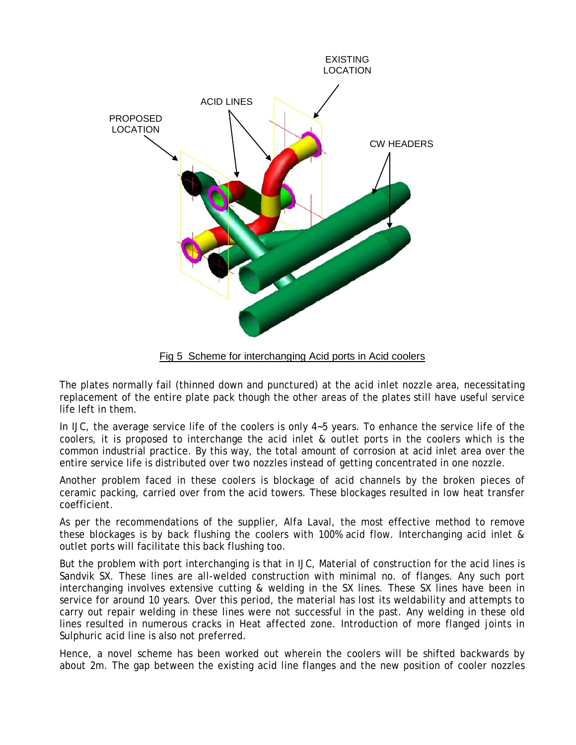Fig 5  Scheme for interchanging Acid ports in Acid coolers

The plates normally fail (thinned down and punctured) at the acid inlet nozzle area, necessitating replacement of the entire plate pack though the other areas of the plates still have useful service life left in them.

In IJC, the average service life of the coolers is only 4~5 years. To enhance the service life of the coolers, it is proposed to interchange the acid inlet & outlet ports in the coolers which is the common industrial practice. By this way, the total amount of corrosion at acid inlet area over the entire service life is distributed over two nozzles instead of getting concentrated in one nozzle.

Another problem faced in these coolers is blockage of acid channels by the broken pieces of ceramic packing, carried over from the acid towers. These blockages resulted in low heat transfer coefficient.

As per the recommendations of the supplier, Alfa Laval, the most effective method to remove these blockages is by back flushing the coolers with 100% acid flow. Interchanging acid inlet & outlet ports will facilitate this back flushing too.

But the problem with port interchanging is that in IJC, Material of construction for the acid lines is Sandvik SX. These lines are all-welded construction with minimal no. of flanges. Any such port interchanging involves extensive cutting & welding in the SX lines. These SX lines have been in service for around 10 years. Over this period, the material has lost its weldability and attempts to carry out repair welding in these lines were not successful in the past. Any welding in these old lines resulted in numerous cracks in Heat affected zone. Introduction of more flanged joints in Sulphuric acid line is also not preferred.

Hence, a novel scheme has been worked out wherein the coolers will be shifted backwards by about 2m. The gap between the existing acid line flanges and the new position of cooler nozzles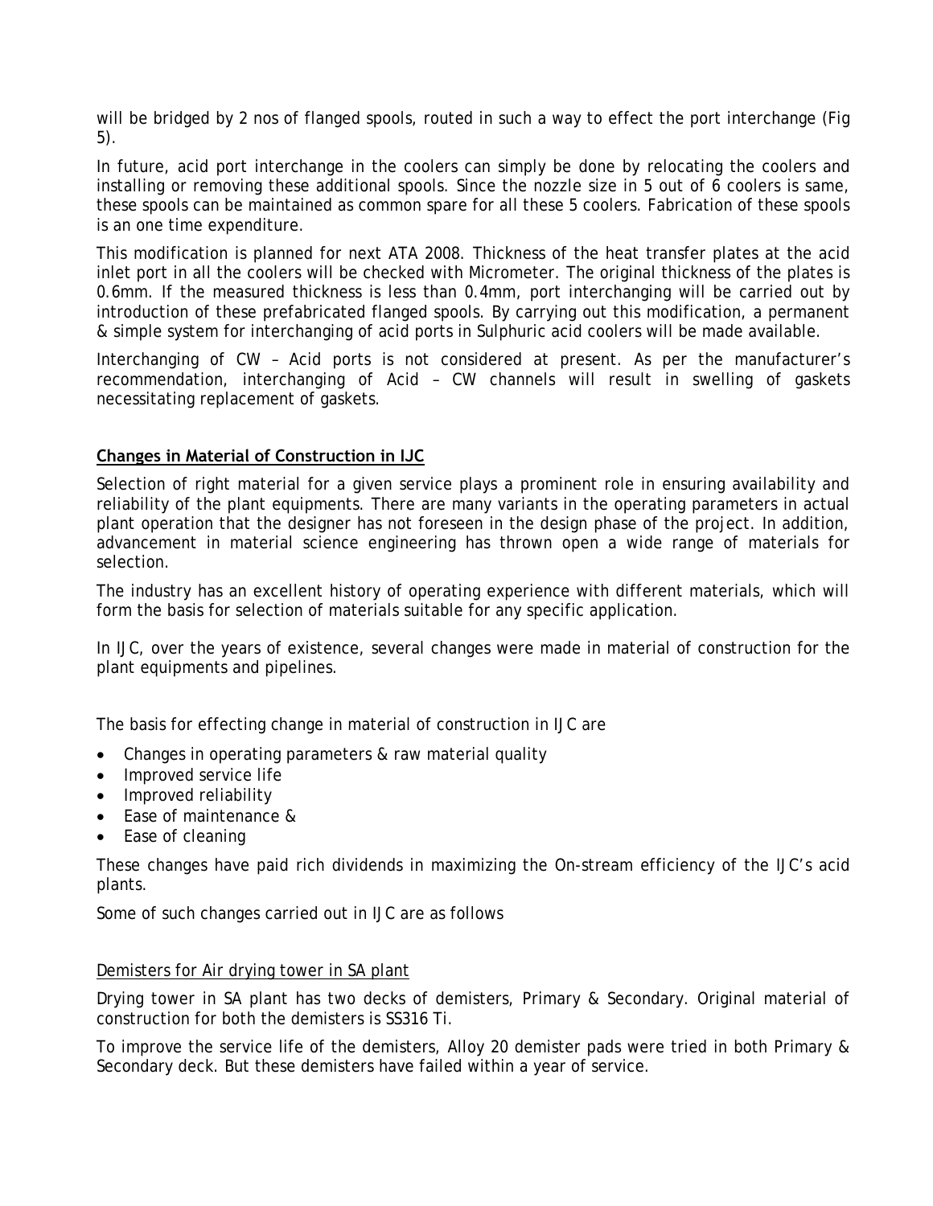will be bridged by 2 nos of flanged spools, routed in such a way to effect the port interchange (Fig 5).

In future, acid port interchange in the coolers can simply be done by relocating the coolers and installing or removing these additional spools. Since the nozzle size in 5 out of 6 coolers is same, these spools can be maintained as common spare for all these 5 coolers. Fabrication of these spools is an one time expenditure.

This modification is planned for next ATA 2008. Thickness of the heat transfer plates at the acid inlet port in all the coolers will be checked with Micrometer. The original thickness of the plates is 0.6mm. If the measured thickness is less than 0.4mm, port interchanging will be carried out by introduction of these prefabricated flanged spools. By carrying out this modification, a permanent & simple system for interchanging of acid ports in Sulphuric acid coolers will be made available.

Interchanging of CW – Acid ports is not considered at present. As per the manufacturer's recommendation, interchanging of Acid – CW channels will result in swelling of gaskets necessitating replacement of gaskets.

## Changes in Material of Construction in IJC

Selection of right material for a given service plays a prominent role in ensuring availability and reliability of the plant equipments. There are many variants in the operating parameters in actual plant operation that the designer has not foreseen in the design phase of the project. In addition, advancement in material science engineering has thrown open a wide range of materials for selection.

The industry has an excellent history of operating experience with different materials, which will form the basis for selection of materials suitable for any specific application.

In IJC, over the years of existence, several changes were made in material of construction for the plant equipments and pipelines.

The basis for effecting change in material of construction in IJC are

- Changes in operating parameters & raw material quality
- Improved service life
- Improved reliability
- Ease of maintenance &
- Ease of cleaning

These changes have paid rich dividends in maximizing the On-stream efficiency of the IJC's acid plants.

Some of such changes carried out in IJC are as follows

### Demisters for Air drying tower in SA plant

Drying tower in SA plant has two decks of demisters, Primary & Secondary. Original material of construction for both the demisters is SS316 Ti.

To improve the service life of the demisters, Alloy 20 demister pads were tried in both Primary & Secondary deck. But these demisters have failed within a year of service.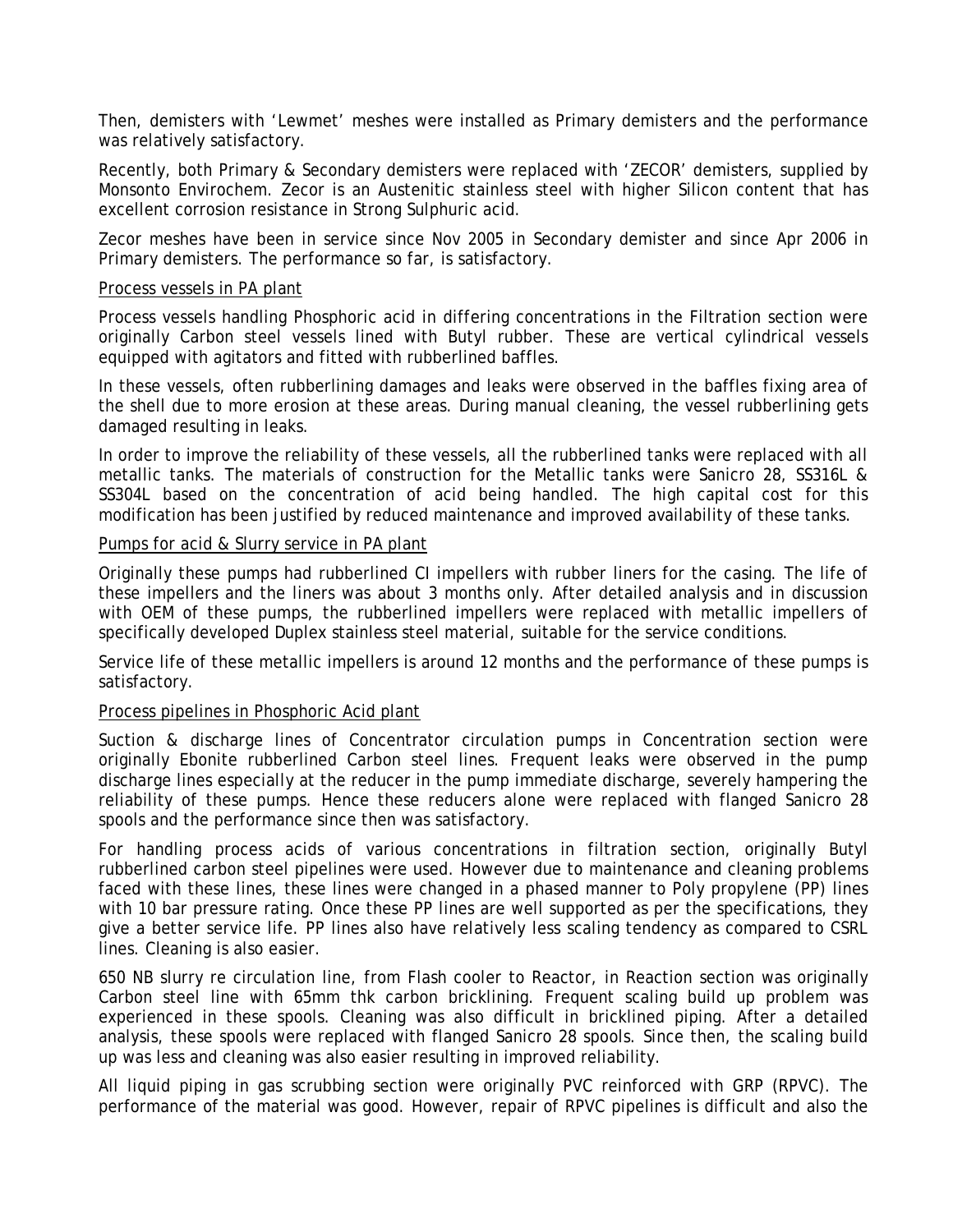Then, demisters with 'Lewmet' meshes were installed as Primary demisters and the performance was relatively satisfactory.

Recently, both Primary & Secondary demisters were replaced with 'ZECOR' demisters, supplied by Monsonto Envirochem. Zecor is an Austenitic stainless steel with higher Silicon content that has excellent corrosion resistance in Strong Sulphuric acid.

Zecor meshes have been in service since Nov 2005 in Secondary demister and since Apr 2006 in Primary demisters. The performance so far, is satisfactory.

Process vessels in PA plant

Process vessels handling Phosphoric acid in differing concentrations in the Filtration section were originally Carbon steel vessels lined with Butyl rubber. These are vertical cylindrical vessels equipped with agitators and fitted with rubberlined baffles.

In these vessels, often rubberlining damages and leaks were observed in the baffles fixing area of the shell due to more erosion at these areas. During manual cleaning, the vessel rubberlining gets damaged resulting in leaks.

In order to improve the reliability of these vessels, all the rubberlined tanks were replaced with all metallic tanks. The materials of construction for the Metallic tanks were Sanicro 28, SS316L & SS304L based on the concentration of acid being handled. The high capital cost for this modification has been justified by reduced maintenance and improved availability of these tanks.

Pumps for acid & Slurry service in PA plant

Originally these pumps had rubberlined CI impellers with rubber liners for the casing. The life of these impellers and the liners was about 3 months only. After detailed analysis and in discussion with OEM of these pumps, the rubberlined impellers were replaced with metallic impellers of specifically developed Duplex stainless steel material, suitable for the service conditions.

Service life of these metallic impellers is around 12 months and the performance of these pumps is satisfactory.

Process pipelines in Phosphoric Acid plant

Suction & discharge lines of Concentrator circulation pumps in Concentration section were originally Ebonite rubberlined Carbon steel lines. Frequent leaks were observed in the pump discharge lines especially at the reducer in the pump immediate discharge, severely hampering the reliability of these pumps. Hence these reducers alone were replaced with flanged Sanicro 28 spools and the performance since then was satisfactory.

For handling process acids of various concentrations in filtration section, originally Butyl rubberlined carbon steel pipelines were used. However due to maintenance and cleaning problems faced with these lines, these lines were changed in a phased manner to Poly propylene (PP) lines with 10 bar pressure rating. Once these PP lines are well supported as per the specifications, they give a better service life. PP lines also have relatively less scaling tendency as compared to CSRL lines. Cleaning is also easier.

650 NB slurry re circulation line, from Flash cooler to Reactor, in Reaction section was originally Carbon steel line with 65mm thk carbon bricklining. Frequent scaling build up problem was experienced in these spools. Cleaning was also difficult in bricklined piping. After a detailed analysis, these spools were replaced with flanged Sanicro 28 spools. Since then, the scaling build up was less and cleaning was also easier resulting in improved reliability.

All liquid piping in gas scrubbing section were originally PVC reinforced with GRP (RPVC). The performance of the material was good. However, repair of RPVC pipelines is difficult and also the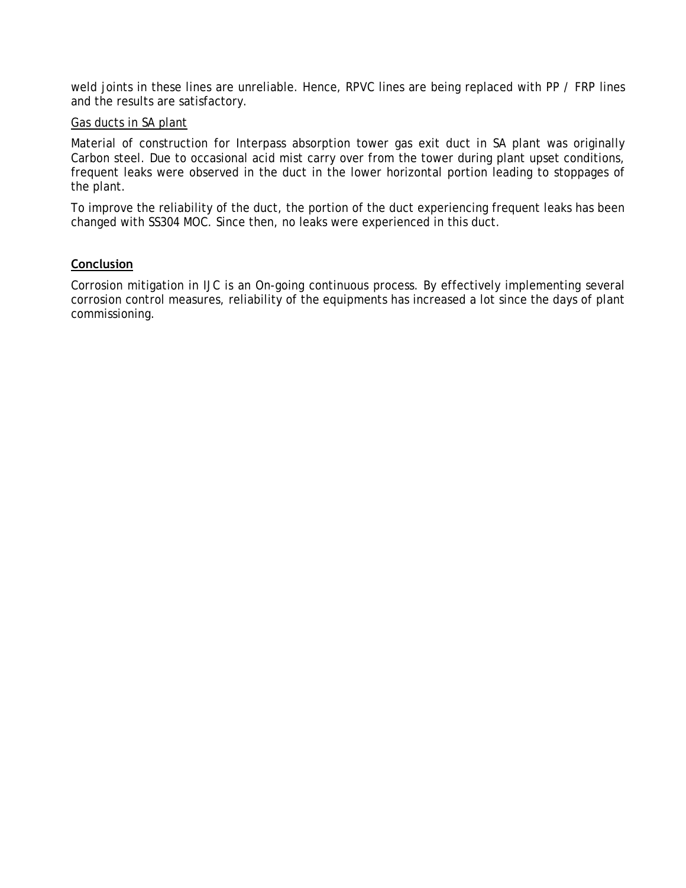weld joints in these lines are unreliable. Hence, RPVC lines are being replaced with PP / FRP lines and the results are satisfactory.

Gas ducts in SA plant

Material of construction for Interpass absorption tower gas exit duct in SA plant was originally Carbon steel. Due to occasional acid mist carry over from the tower during plant upset conditions, frequent leaks were observed in the duct in the lower horizontal portion leading to stoppages of the plant.

To improve the reliability of the duct, the portion of the duct experiencing frequent leaks has been changed with SS304 MOC. Since then, no leaks were experienced in this duct.

## Conclusion

Corrosion mitigation in IJC is an On-going continuous process. By effectively implementing several corrosion control measures, reliability of the equipments has increased a lot since the days of plant commissioning.